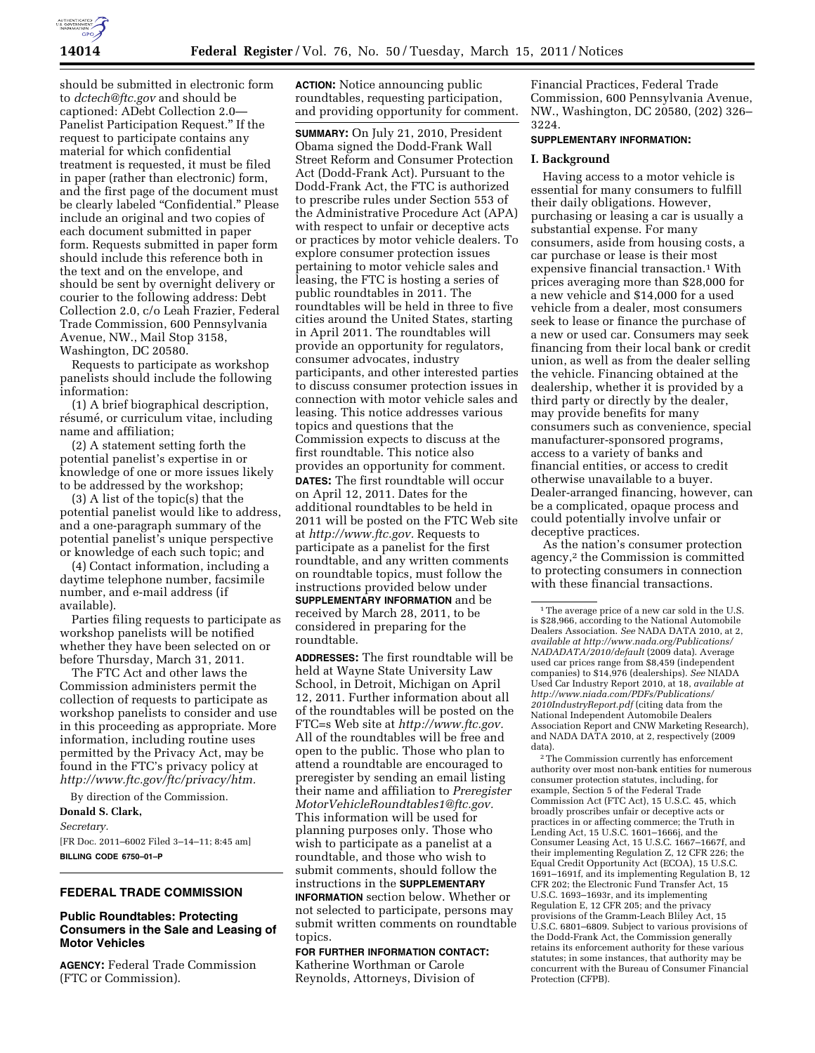should be submitted in electronic form to *dctech@ftc.gov* and should be captioned: ADebt Collection 2.0—Panelist Participation Request." If the request to participate contains any material for which confidential treatment is requested, it must be filed in paper (rather than electronic) form, and the first page of the document must be clearly labeled "Confidential." Please include an original and two copies of each document submitted in paper form. Requests submitted in paper form should include this reference both in the text and on the envelope, and should be sent by overnight delivery or courier to the following address: Debt Collection 2.0, c/o Leah Frazier, Federal Trade Commission, 600 Pennsylvania Avenue, NW., Mail Stop 3158, Washington, DC 20580.

Requests to participate as workshop panelists should include the following information:

(1) A brief biographical description, résumé, or curriculum vitae, including name and affiliation;

(2) A statement setting forth the potential panelist's expertise in or knowledge of one or more issues likely to be addressed by the workshop;

(3) A list of the topic(s) that the potential panelist would like to address, and a one-paragraph summary of the potential panelist's unique perspective or knowledge of each such topic; and

(4) Contact information, including a daytime telephone number, facsimile number, and e-mail address (if available).

Parties filing requests to participate as workshop panelists will be notified whether they have been selected on or before Thursday, March 31, 2011.

The FTC Act and other laws the Commission administers permit the collection of requests to participate as workshop panelists to consider and use in this proceeding as appropriate. More information, including routine uses permitted by the Privacy Act, may be found in the FTC's privacy policy at *http://www.ftc.gov/ftc/privacy/htm.*

By direction of the Commission.

**Donald S. Clark,**

*Secretary.*

[FR Doc. 2011–6002 Filed 3–14–11; 8:45 am]

**BILLING CODE 6750–01–P**

## FEDERAL TRADE COMMISSION

### Public Roundtables: Protecting Consumers in the Sale and Leasing of Motor Vehicles

**AGENCY:** Federal Trade Commission (FTC or Commission).

**ACTION:** Notice announcing public roundtables, requesting participation, and providing opportunity for comment.

**SUMMARY:** On July 21, 2010, President Obama signed the Dodd-Frank Wall Street Reform and Consumer Protection Act (Dodd-Frank Act). Pursuant to the Dodd-Frank Act, the FTC is authorized to prescribe rules under Section 553 of the Administrative Procedure Act (APA) with respect to unfair or deceptive acts or practices by motor vehicle dealers. To explore consumer protection issues pertaining to motor vehicle sales and leasing, the FTC is hosting a series of public roundtables in 2011. The roundtables will be held in three to five cities around the United States, starting in April 2011. The roundtables will provide an opportunity for regulators, consumer advocates, industry participants, and other interested parties to discuss consumer protection issues in connection with motor vehicle sales and leasing. This notice addresses various topics and questions that the Commission expects to discuss at the first roundtable. This notice also provides an opportunity for comment.

**DATES:** The first roundtable will occur on April 12, 2011. Dates for the additional roundtables to be held in 2011 will be posted on the FTC Web site at *http://www.ftc.gov.* Requests to participate as a panelist for the first roundtable, and any written comments on roundtable topics, must follow the instructions provided below under **SUPPLEMENTARY INFORMATION** and be received by March 28, 2011, to be considered in preparing for the roundtable.

**ADDRESSES:** The first roundtable will be held at Wayne State University Law School, in Detroit, Michigan on April 12, 2011. Further information about all of the roundtables will be posted on the FTC=s Web site at *http://www.ftc.gov.* All of the roundtables will be free and open to the public. Those who plan to attend a roundtable are encouraged to preregister by sending an email listing their name and affiliation to *Preregister MotorVehicleRoundtables1@ftc.gov.* This information will be used for planning purposes only. Those who wish to participate as a panelist at a roundtable, and those who wish to submit comments, should follow the instructions in the **SUPPLEMENTARY INFORMATION** section below. Whether or not selected to participate, persons may submit written comments on roundtable topics.

**FOR FURTHER INFORMATION CONTACT:** Katherine Worthman or Carole Reynolds, Attorneys, Division of Financial Practices, Federal Trade Commission, 600 Pennsylvania Avenue, NW., Washington, DC 20580, (202) 326–3224.

**SUPPLEMENTARY INFORMATION:**

**I. Background**

Having access to a motor vehicle is essential for many consumers to fulfill their daily obligations. However, purchasing or leasing a car is usually a substantial expense. For many consumers, aside from housing costs, a car purchase or lease is their most expensive financial transaction.[1] With prices averaging more than $28,000 for a new vehicle and $14,000 for a used vehicle from a dealer, most consumers seek to lease or finance the purchase of a new or used car. Consumers may seek financing from their local bank or credit union, as well as from the dealer selling the vehicle. Financing obtained at the dealership, whether it is provided by a third party or directly by the dealer, may provide benefits for many consumers such as convenience, special manufacturer-sponsored programs, access to a variety of banks and financial entities, or access to credit otherwise unavailable to a buyer. Dealer-arranged financing, however, can be a complicated, opaque process and could potentially involve unfair or deceptive practices.

As the nation's consumer protection agency,[2] the Commission is committed to protecting consumers in connection with these financial transactions.

[1] The average price of a new car sold in the U.S. is $28,966, according to the National Automobile Dealers Association. *See* NADA DATA 2010, at 2, *available at http://www.nada.org/Publications/NADADATA/2010/default* (2009 data). Average used car prices range from $8,459 (independent companies) to $14,976 (dealerships). *See* NIADA Used Car Industry Report 2010, at 18, *available at http://www.niada.com/PDFs/Publications/2010IndustryReport.pdf* (citing data from the National Independent Automobile Dealers Association Report and CNW Marketing Research), and NADA DATA 2010, at 2, respectively (2009 data).

[2] The Commission currently has enforcement authority over most non-bank entities for numerous consumer protection statutes, including, for example, Section 5 of the Federal Trade Commission Act (FTC Act), 15 U.S.C. 45, which broadly proscribes unfair or deceptive acts or practices in or affecting commerce; the Truth in Lending Act, 15 U.S.C. 1601–1666j, and the Consumer Leasing Act, 15 U.S.C. 1667–1667f, and their implementing Regulation Z, 12 CFR 226; the Equal Credit Opportunity Act (ECOA), 15 U.S.C. 1691–1691f, and its implementing Regulation B, 12 CFR 202; the Electronic Fund Transfer Act, 15 U.S.C. 1693–1693r, and its implementing Regulation E, 12 CFR 205; and the privacy provisions of the Gramm-Leach Bliley Act, 15 U.S.C. 6801–6809. Subject to various provisions of the Dodd-Frank Act, the Commission generally retains its enforcement authority for these various statutes; in some instances, that authority may be concurrent with the Bureau of Consumer Financial Protection (CFPB).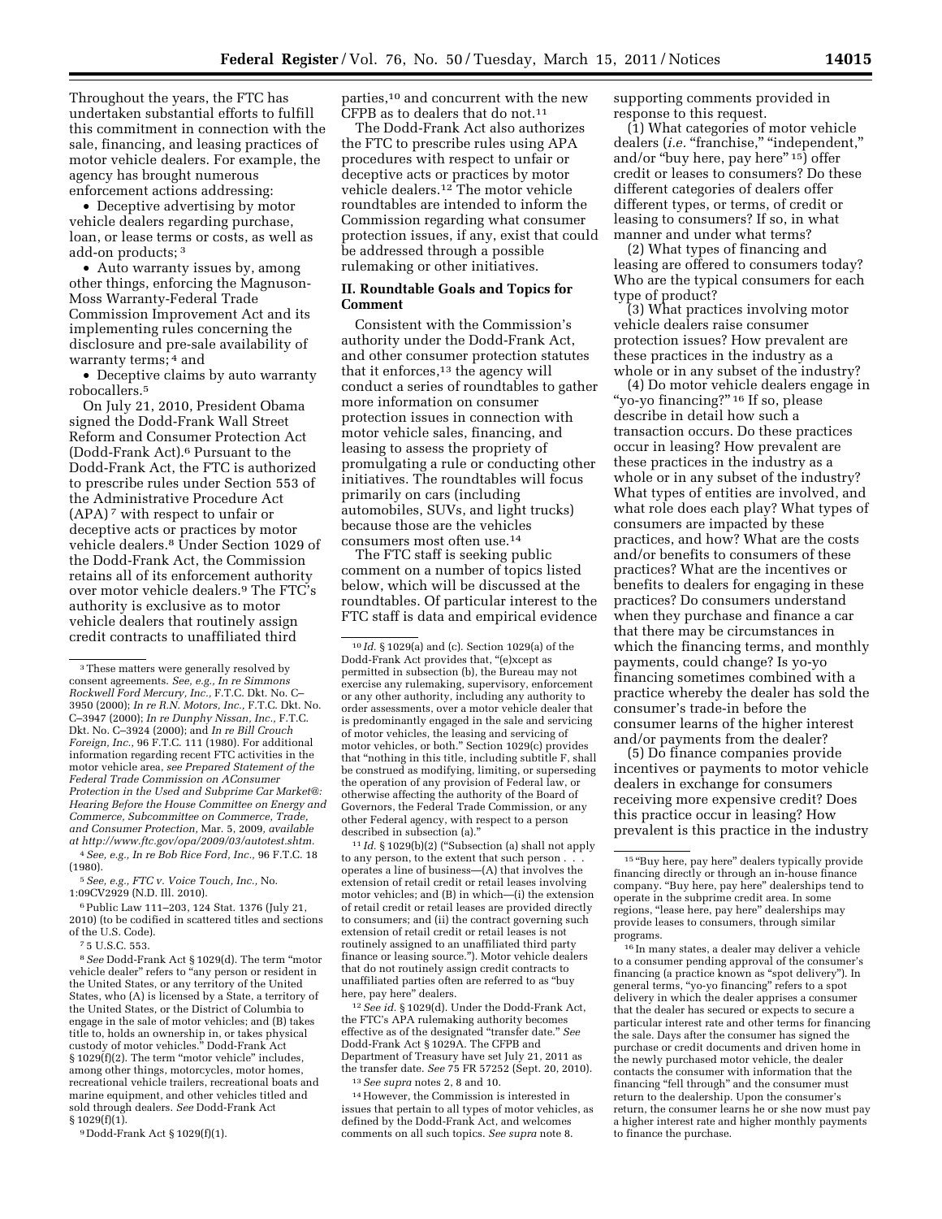Throughout the years, the FTC has undertaken substantial efforts to fulfill this commitment in connection with the sale, financing, and leasing practices of motor vehicle dealers. For example, the agency has brought numerous enforcement actions addressing:

- Deceptive advertising by motor vehicle dealers regarding purchase, loan, or lease terms or costs, as well as add-on products; [3]
- Auto warranty issues by, among other things, enforcing the Magnuson-Moss Warranty-Federal Trade Commission Improvement Act and its implementing rules concerning the disclosure and pre-sale availability of warranty terms; [4] and
- Deceptive claims by auto warranty robocallers.[5]

On July 21, 2010, President Obama signed the Dodd-Frank Wall Street Reform and Consumer Protection Act (Dodd-Frank Act).[6] Pursuant to the Dodd-Frank Act, the FTC is authorized to prescribe rules under Section 553 of the Administrative Procedure Act (APA)[7] with respect to unfair or deceptive acts or practices by motor vehicle dealers.[8] Under Section 1029 of the Dodd-Frank Act, the Commission retains all of its enforcement authority over motor vehicle dealers.[9] The FTC's authority is exclusive as to motor vehicle dealers that routinely assign credit contracts to unaffiliated third parties,[10] and concurrent with the new CFPB as to dealers that do not.[11]

The Dodd-Frank Act also authorizes the FTC to prescribe rules using APA procedures with respect to unfair or deceptive acts or practices by motor vehicle dealers.[12] The motor vehicle roundtables are intended to inform the Commission regarding what consumer protection issues, if any, exist that could be addressed through a possible rulemaking or other initiatives.

## II. Roundtable Goals and Topics for Comment

Consistent with the Commission's authority under the Dodd-Frank Act, and other consumer protection statutes that it enforces,[13] the agency will conduct a series of roundtables to gather more information on consumer protection issues in connection with motor vehicle sales, financing, and leasing to assess the propriety of promulgating a rule or conducting other initiatives. The roundtables will focus primarily on cars (including automobiles, SUVs, and light trucks) because those are the vehicles consumers most often use.[14]

The FTC staff is seeking public comment on a number of topics listed below, which will be discussed at the roundtables. Of particular interest to the FTC staff is data and empirical evidence supporting comments provided in response to this request.

(1) What categories of motor vehicle dealers (*i.e.* "franchise," "independent," and/or "buy here, pay here" [15]) offer credit or leases to consumers? Do these different categories of dealers offer different types, or terms, of credit or leasing to consumers? If so, in what manner and under what terms?

(2) What types of financing and leasing are offered to consumers today? Who are the typical consumers for each type of product?

(3) What practices involving motor vehicle dealers raise consumer protection issues? How prevalent are these practices in the industry as a whole or in any subset of the industry?

(4) Do motor vehicle dealers engage in "yo-yo financing?" [16] If so, please describe in detail how such a transaction occurs. Do these practices occur in leasing? How prevalent are these practices in the industry as a whole or in any subset of the industry? What types of entities are involved, and what role does each play? What types of consumers are impacted by these practices, and how? What are the costs and/or benefits to consumers of these practices? What are the incentives or benefits to dealers for engaging in these practices? Do consumers understand when they purchase and finance a car that there may be circumstances in which the financing terms, and monthly payments, could change? Is yo-yo financing sometimes combined with a practice whereby the dealer has sold the consumer's trade-in before the consumer learns of the higher interest and/or payments from the dealer?

(5) Do finance companies provide incentives or payments to motor vehicle dealers in exchange for consumers receiving more expensive credit? Does this practice occur in leasing? How prevalent is this practice in the industry

---

[3] These matters were generally resolved by consent agreements. *See, e.g., In re Simmons Rockwell Ford Mercury, Inc.,* F.T.C. Dkt. No. C–3950 (2000); *In re R.N. Motors, Inc.,* F.T.C. Dkt. No. C–3947 (2000); *In re Dunphy Nissan, Inc.,* F.T.C. Dkt. No. C–3924 (2000); and *In re Bill Crouch Foreign, Inc.,* 96 F.T.C. 111 (1980). For additional information regarding recent FTC activities in the motor vehicle area, *see Prepared Statement of the Federal Trade Commission on AConsumer Protection in the Used and Subprime Car Market@: Hearing Before the House Committee on Energy and Commerce, Subcommittee on Commerce, Trade, and Consumer Protection,* Mar. 5, 2009, *available at http://www.ftc.gov/opa/2009/03/autotest.shtm.*

[4] *See, e.g., In re Bob Rice Ford, Inc.,* 96 F.T.C. 18 (1980).

[5] *See, e.g., FTC v. Voice Touch, Inc.,* No. 1:09CV2929 (N.D. Ill. 2010).

[6] Public Law 111–203, 124 Stat. 1376 (July 21, 2010) (to be codified in scattered titles and sections of the U.S. Code).

[7] 5 U.S.C. 553.

[8] *See* Dodd-Frank Act § 1029(d). The term "motor vehicle dealer" refers to "any person or resident in the United States, or any territory of the United States, who (A) is licensed by a State, a territory of the United States, or the District of Columbia to engage in the sale of motor vehicles; and (B) takes title to, holds an ownership in, or takes physical custody of motor vehicles." Dodd-Frank Act § 1029(f)(2). The term "motor vehicle" includes, among other things, motorcycles, motor homes, recreational vehicle trailers, recreational boats and marine equipment, and other vehicles titled and sold through dealers. *See* Dodd-Frank Act § 1029(f)(1).

[9] Dodd-Frank Act § 1029(f)(1).

[10] *Id.* § 1029(a) and (c). Section 1029(a) of the Dodd-Frank Act provides that, "(e)xcept as permitted in subsection (b), the Bureau may not exercise any rulemaking, supervisory, enforcement or any other authority, including any authority to order assessments, over a motor vehicle dealer that is predominantly engaged in the sale and servicing of motor vehicles, the leasing and servicing of motor vehicles, or both." Section 1029(c) provides that "nothing in this title, including subtitle F, shall be construed as modifying, limiting, or superseding the operation of any provision of Federal law, or otherwise affecting the authority of the Board of Governors, the Federal Trade Commission, or any other Federal agency, with respect to a person described in subsection (a)."

[11] *Id.* § 1029(b)(2) ("Subsection (a) shall not apply to any person, to the extent that such person . . . operates a line of business—(A) that involves the extension of retail credit or retail leases involving motor vehicles; and (B) in which—(i) the extension of retail credit or retail leases are provided directly to consumers; and (ii) the contract governing such extension of retail credit or retail leases is not routinely assigned to an unaffiliated third party finance or leasing source."). Motor vehicle dealers that do not routinely assign credit contracts to unaffiliated parties often are referred to as "buy here, pay here" dealers.

[12] *See id.* § 1029(d). Under the Dodd-Frank Act, the FTC's APA rulemaking authority becomes effective as of the designated "transfer date." *See* Dodd-Frank Act § 1029A. The CFPB and Department of Treasury have set July 21, 2011 as the transfer date. *See* 75 FR 57252 (Sept. 20, 2010).

[13] *See supra* notes 2, 8 and 10.

[14] However, the Commission is interested in issues that pertain to all types of motor vehicles, as defined by the Dodd-Frank Act, and welcomes comments on all such topics. *See supra* note 8.

[15] "Buy here, pay here" dealers typically provide financing directly or through an in-house finance company. "Buy here, pay here" dealerships tend to operate in the subprime credit area. In some regions, "lease here, pay here" dealerships may provide leases to consumers, through similar programs.

[16] In many states, a dealer may deliver a vehicle to a consumer pending approval of the consumer's financing (a practice known as "spot delivery"). In general terms, "yo-yo financing" refers to a spot delivery in which the dealer apprises a consumer that the dealer has secured or expects to secure a particular interest rate and other terms for financing the sale. Days after the consumer has signed the purchase or credit documents and driven home in the newly purchased motor vehicle, the dealer contacts the consumer with information that the financing "fell through" and the consumer must return to the dealership. Upon the consumer's return, the consumer learns he or she now must pay a higher interest rate and higher monthly payments to finance the purchase.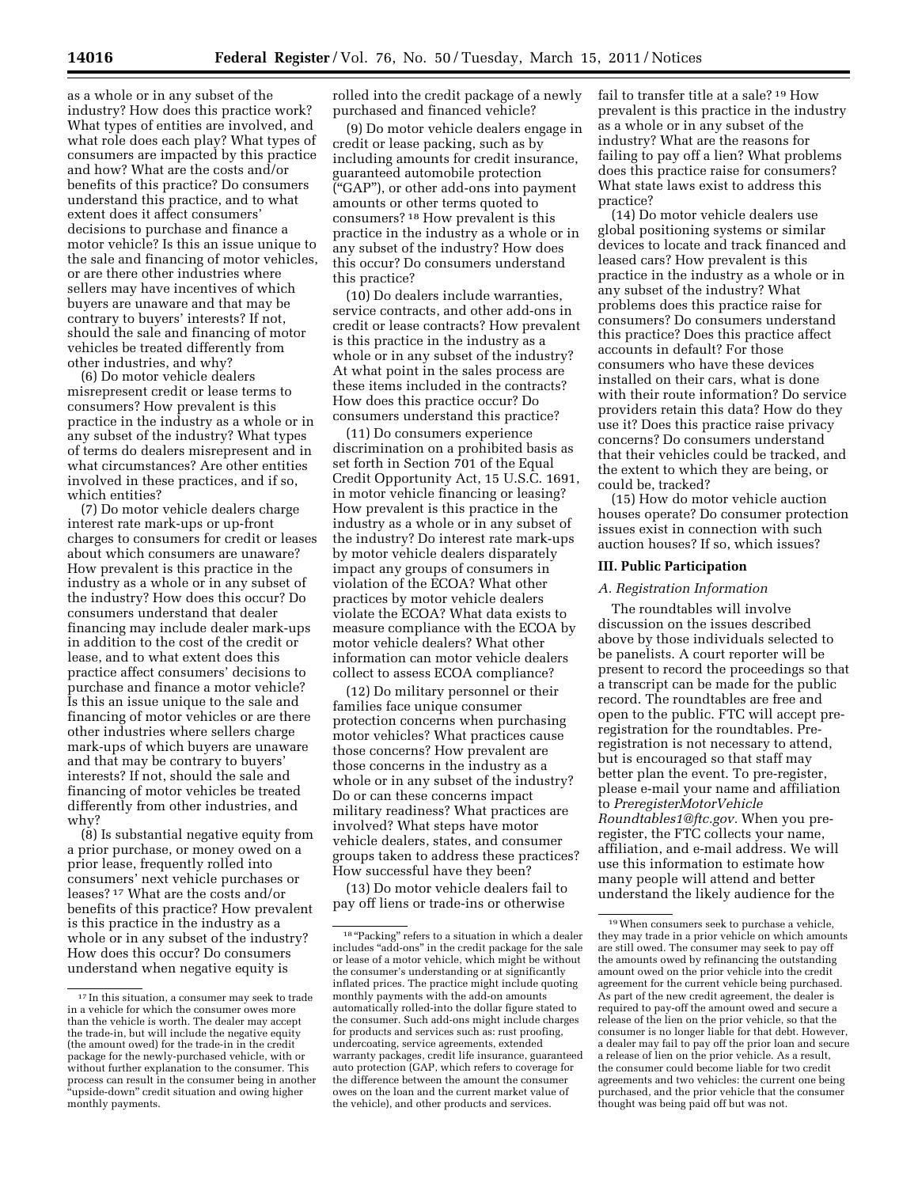as a whole or in any subset of the industry? How does this practice work? What types of entities are involved, and what role does each play? What types of consumers are impacted by this practice and how? What are the costs and/or benefits of this practice? Do consumers understand this practice, and to what extent does it affect consumers' decisions to purchase and finance a motor vehicle? Is this an issue unique to the sale and financing of motor vehicles, or are there other industries where sellers may have incentives of which buyers are unaware and that may be contrary to buyers' interests? If not, should the sale and financing of motor vehicles be treated differently from other industries, and why?

(6) Do motor vehicle dealers misrepresent credit or lease terms to consumers? How prevalent is this practice in the industry as a whole or in any subset of the industry? What types of terms do dealers misrepresent and in what circumstances? Are other entities involved in these practices, and if so, which entities?

(7) Do motor vehicle dealers charge interest rate mark-ups or up-front charges to consumers for credit or leases about which consumers are unaware? How prevalent is this practice in the industry as a whole or in any subset of the industry? How does this occur? Do consumers understand that dealer financing may include dealer mark-ups in addition to the cost of the credit or lease, and to what extent does this practice affect consumers' decisions to purchase and finance a motor vehicle? Is this an issue unique to the sale and financing of motor vehicles or are there other industries where sellers charge mark-ups of which buyers are unaware and that may be contrary to buyers' interests? If not, should the sale and financing of motor vehicles be treated differently from other industries, and why?

(8) Is substantial negative equity from a prior purchase, or money owed on a prior lease, frequently rolled into consumers' next vehicle purchases or leases? [17] What are the costs and/or benefits of this practice? How prevalent is this practice in the industry as a whole or in any subset of the industry? How does this occur? Do consumers understand when negative equity is rolled into the credit package of a newly purchased and financed vehicle?

(9) Do motor vehicle dealers engage in credit or lease packing, such as by including amounts for credit insurance, guaranteed automobile protection ("GAP"), or other add-ons into payment amounts or other terms quoted to consumers? [18] How prevalent is this practice in the industry as a whole or in any subset of the industry? How does this occur? Do consumers understand this practice?

(10) Do dealers include warranties, service contracts, and other add-ons in credit or lease contracts? How prevalent is this practice in the industry as a whole or in any subset of the industry? At what point in the sales process are these items included in the contracts? How does this practice occur? Do consumers understand this practice?

(11) Do consumers experience discrimination on a prohibited basis as set forth in Section 701 of the Equal Credit Opportunity Act, 15 U.S.C. 1691, in motor vehicle financing or leasing? How prevalent is this practice in the industry as a whole or in any subset of the industry? Do interest rate mark-ups by motor vehicle dealers disparately impact any groups of consumers in violation of the ECOA? What other practices by motor vehicle dealers violate the ECOA? What data exists to measure compliance with the ECOA by motor vehicle dealers? What other information can motor vehicle dealers collect to assess ECOA compliance?

(12) Do military personnel or their families face unique consumer protection concerns when purchasing motor vehicles? What practices cause those concerns? How prevalent are those concerns in the industry as a whole or in any subset of the industry? Do or can these concerns impact military readiness? What practices are involved? What steps have motor vehicle dealers, states, and consumer groups taken to address these practices? How successful have they been?

(13) Do motor vehicle dealers fail to pay off liens or trade-ins or otherwise fail to transfer title at a sale? [19] How prevalent is this practice in the industry as a whole or in any subset of the industry? What are the reasons for failing to pay off a lien? What problems does this practice raise for consumers? What state laws exist to address this practice?

(14) Do motor vehicle dealers use global positioning systems or similar devices to locate and track financed and leased cars? How prevalent is this practice in the industry as a whole or in any subset of the industry? What problems does this practice raise for consumers? Do consumers understand this practice? Does this practice affect accounts in default? For those consumers who have these devices installed on their cars, what is done with their route information? Do service providers retain this data? How do they use it? Does this practice raise privacy concerns? Do consumers understand that their vehicles could be tracked, and the extent to which they are being, or could be, tracked?

(15) How do motor vehicle auction houses operate? Do consumer protection issues exist in connection with such auction houses? If so, which issues?

## III. Public Participation

### *A. Registration Information*

The roundtables will involve discussion on the issues described above by those individuals selected to be panelists. A court reporter will be present to record the proceedings so that a transcript can be made for the public record. The roundtables are free and open to the public. FTC will accept pre-registration for the roundtables. Pre-registration is not necessary to attend, but is encouraged so that staff may better plan the event. To pre-register, please e-mail your name and affiliation to *PreregisterMotorVehicleRoundtables1@ftc.gov.* When you pre-register, the FTC collects your name, affiliation, and e-mail address. We will use this information to estimate how many people will attend and better understand the likely audience for the

---

[17] In this situation, a consumer may seek to trade in a vehicle for which the consumer owes more than the vehicle is worth. The dealer may accept the trade-in, but will include the negative equity (the amount owed) for the trade-in in the credit package for the newly-purchased vehicle, with or without further explanation to the consumer. This process can result in the consumer being in another "upside-down" credit situation and owing higher monthly payments.

[18] "Packing" refers to a situation in which a dealer includes "add-ons" in the credit package for the sale or lease of a motor vehicle, which might be without the consumer's understanding or at significantly inflated prices. The practice might include quoting monthly payments with the add-on amounts automatically rolled-into the dollar figure stated to the consumer. Such add-ons might include charges for products and services such as: rust proofing, undercoating, service agreements, extended warranty packages, credit life insurance, guaranteed auto protection (GAP, which refers to coverage for the difference between the amount the consumer owes on the loan and the current market value of the vehicle), and other products and services.

[19] When consumers seek to purchase a vehicle, they may trade in a prior vehicle on which amounts are still owed. The consumer may seek to pay off the amounts owed by refinancing the outstanding amount owed on the prior vehicle into the credit agreement for the current vehicle being purchased. As part of the new credit agreement, the dealer is required to pay-off the amount owed and secure a release of the lien on the prior vehicle, so that the consumer is no longer liable for that debt. However, a dealer may fail to pay off the prior loan and secure a release of lien on the prior vehicle. As a result, the consumer could become liable for two credit agreements and two vehicles: the current one being purchased, and the prior vehicle that the consumer thought was being paid off but was not.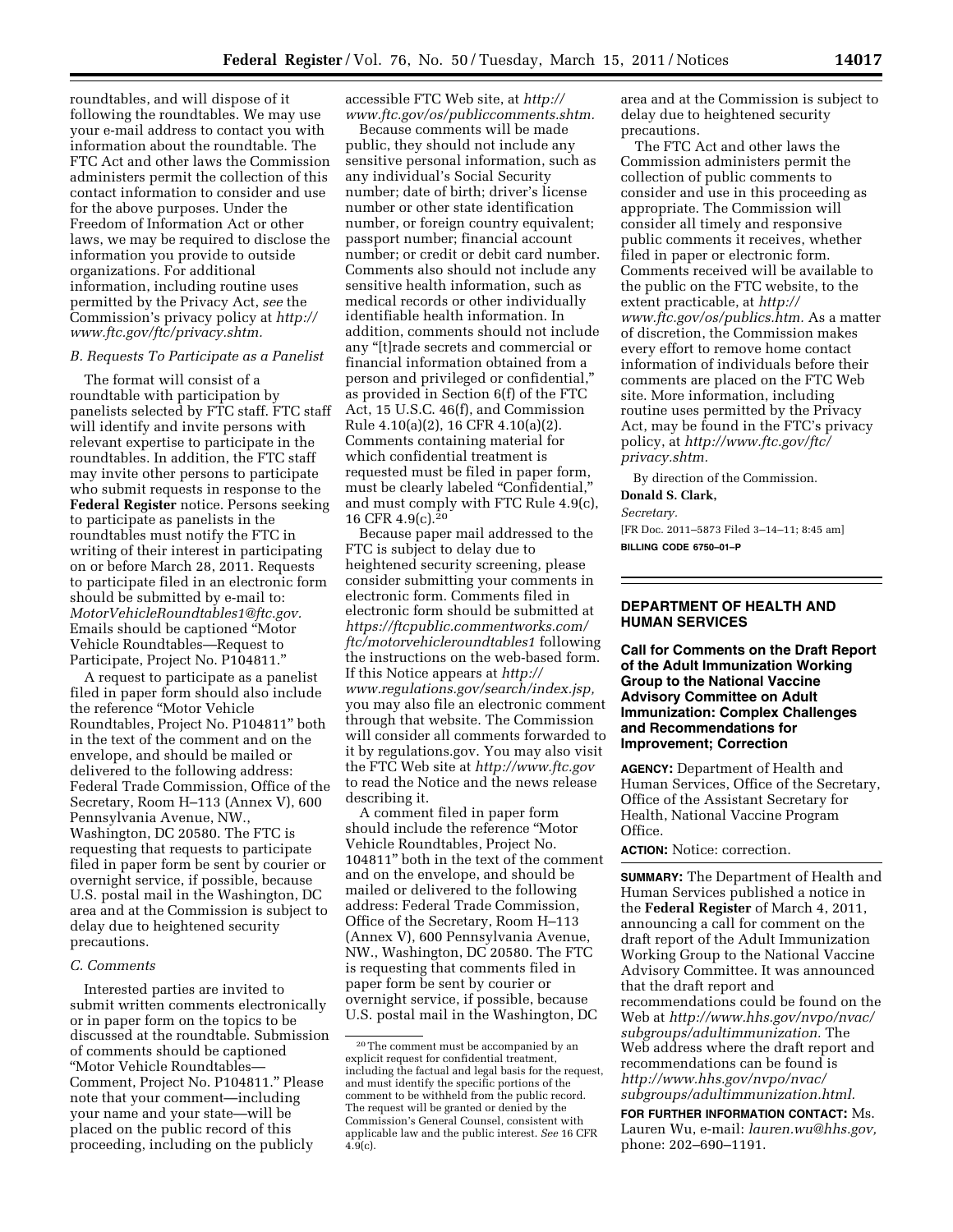roundtables, and will dispose of it following the roundtables. We may use your e-mail address to contact you with information about the roundtable. The FTC Act and other laws the Commission administers permit the collection of this contact information to consider and use for the above purposes. Under the Freedom of Information Act or other laws, we may be required to disclose the information you provide to outside organizations. For additional information, including routine uses permitted by the Privacy Act, *see* the Commission's privacy policy at *http://www.ftc.gov/ftc/privacy.shtm.*

### B. Requests To Participate as a Panelist

The format will consist of a roundtable with participation by panelists selected by FTC staff. FTC staff will identify and invite persons with relevant expertise to participate in the roundtables. In addition, the FTC staff may invite other persons to participate who submit requests in response to the **Federal Register** notice. Persons seeking to participate as panelists in the roundtables must notify the FTC in writing of their interest in participating on or before March 28, 2011. Requests to participate filed in an electronic form should be submitted by e-mail to: *MotorVehicleRoundtables1@ftc.gov.* Emails should be captioned "Motor Vehicle Roundtables—Request to Participate, Project No. P104811."

A request to participate as a panelist filed in paper form should also include the reference "Motor Vehicle Roundtables, Project No. P104811" both in the text of the comment and on the envelope, and should be mailed or delivered to the following address: Federal Trade Commission, Office of the Secretary, Room H–113 (Annex V), 600 Pennsylvania Avenue, NW., Washington, DC 20580. The FTC is requesting that requests to participate filed in paper form be sent by courier or overnight service, if possible, because U.S. postal mail in the Washington, DC area and at the Commission is subject to delay due to heightened security precautions.

### C. Comments

Interested parties are invited to submit written comments electronically or in paper form on the topics to be discussed at the roundtable. Submission of comments should be captioned "Motor Vehicle Roundtables—Comment, Project No. P104811." Please note that your comment—including your name and your state—will be placed on the public record of this proceeding, including on the publicly accessible FTC Web site, at *http://www.ftc.gov/os/publiccomments.shtm.*

Because comments will be made public, they should not include any sensitive personal information, such as any individual's Social Security number; date of birth; driver's license number or other state identification number, or foreign country equivalent; passport number; financial account number; or credit or debit card number. Comments also should not include any sensitive health information, such as medical records or other individually identifiable health information. In addition, comments should not include any "[t]rade secrets and commercial or financial information obtained from a person and privileged or confidential," as provided in Section 6(f) of the FTC Act, 15 U.S.C. 46(f), and Commission Rule 4.10(a)(2), 16 CFR 4.10(a)(2). Comments containing material for which confidential treatment is requested must be filed in paper form, must be clearly labeled "Confidential," and must comply with FTC Rule 4.9(c), 16 CFR 4.9(c).[20]

Because paper mail addressed to the FTC is subject to delay due to heightened security screening, please consider submitting your comments in electronic form. Comments filed in electronic form should be submitted at *https://ftcpublic.commentworks.com/ftc/motorvehicleroundtables1* following the instructions on the web-based form. If this Notice appears at *http://www.regulations.gov/search/index.jsp,* you may also file an electronic comment through that website. The Commission will consider all comments forwarded to it by regulations.gov. You may also visit the FTC Web site at *http://www.ftc.gov* to read the Notice and the news release describing it.

A comment filed in paper form should include the reference "Motor Vehicle Roundtables, Project No. 104811" both in the text of the comment and on the envelope, and should be mailed or delivered to the following address: Federal Trade Commission, Office of the Secretary, Room H–113 (Annex V), 600 Pennsylvania Avenue, NW., Washington, DC 20580. The FTC is requesting that comments filed in paper form be sent by courier or overnight service, if possible, because U.S. postal mail in the Washington, DC area and at the Commission is subject to delay due to heightened security precautions.

The FTC Act and other laws the Commission administers permit the collection of public comments to consider and use in this proceeding as appropriate. The Commission will consider all timely and responsive public comments it receives, whether filed in paper or electronic form. Comments received will be available to the public on the FTC website, to the extent practicable, at *http://www.ftc.gov/os/publics.htm.* As a matter of discretion, the Commission makes every effort to remove home contact information of individuals before their comments are placed on the FTC Web site. More information, including routine uses permitted by the Privacy Act, may be found in the FTC's privacy policy, at *http://www.ftc.gov/ftc/privacy.shtm.*

By direction of the Commission.

**Donald S. Clark,**

*Secretary.*

[FR Doc. 2011–5873 Filed 3–14–11; 8:45 am]

**BILLING CODE 6750–01–P**

[20] The comment must be accompanied by an explicit request for confidential treatment, including the factual and legal basis for the request, and must identify the specific portions of the comment to be withheld from the public record. The request will be granted or denied by the Commission's General Counsel, consistent with applicable law and the public interest. *See* 16 CFR 4.9(c).

---

## DEPARTMENT OF HEALTH AND HUMAN SERVICES

### Call for Comments on the Draft Report of the Adult Immunization Working Group to the National Vaccine Advisory Committee on Adult Immunization: Complex Challenges and Recommendations for Improvement; Correction

**AGENCY:** Department of Health and Human Services, Office of the Secretary, Office of the Assistant Secretary for Health, National Vaccine Program Office.

**ACTION:** Notice: correction.

**SUMMARY:** The Department of Health and Human Services published a notice in the **Federal Register** of March 4, 2011, announcing a call for comment on the draft report of the Adult Immunization Working Group to the National Vaccine Advisory Committee. It was announced that the draft report and recommendations could be found on the Web at *http://www.hhs.gov/nvpo/nvac/subgroups/adultimmunization.* The Web address where the draft report and recommendations can be found is *http://www.hhs.gov/nvpo/nvac/subgroups/adultimmunization.html.*

**FOR FURTHER INFORMATION CONTACT:** Ms. Lauren Wu, e-mail: *lauren.wu@hhs.gov,* phone: 202–690–1191.